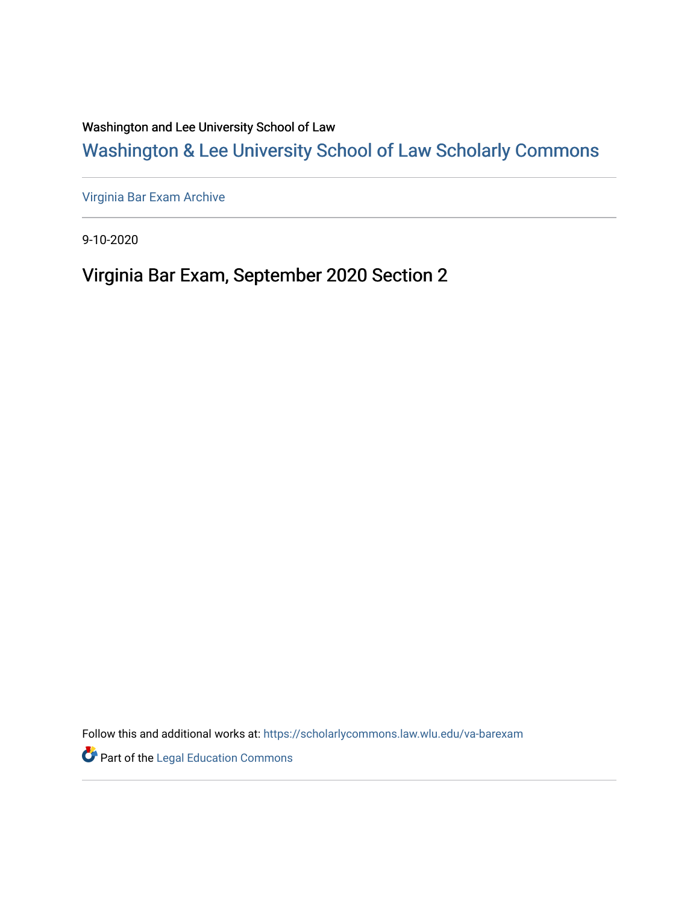Washington and Lee University School of Law

# Washington & Lee University School of Law Scholarly Commons

Virginia Bar Exam Archive

9-10-2020

## Virginia Bar Exam, September 2020 Section 2

Follow this and additional works at: https://scholarlycommons.law.wlu.edu/va-barexam

Part of the Legal Education Commons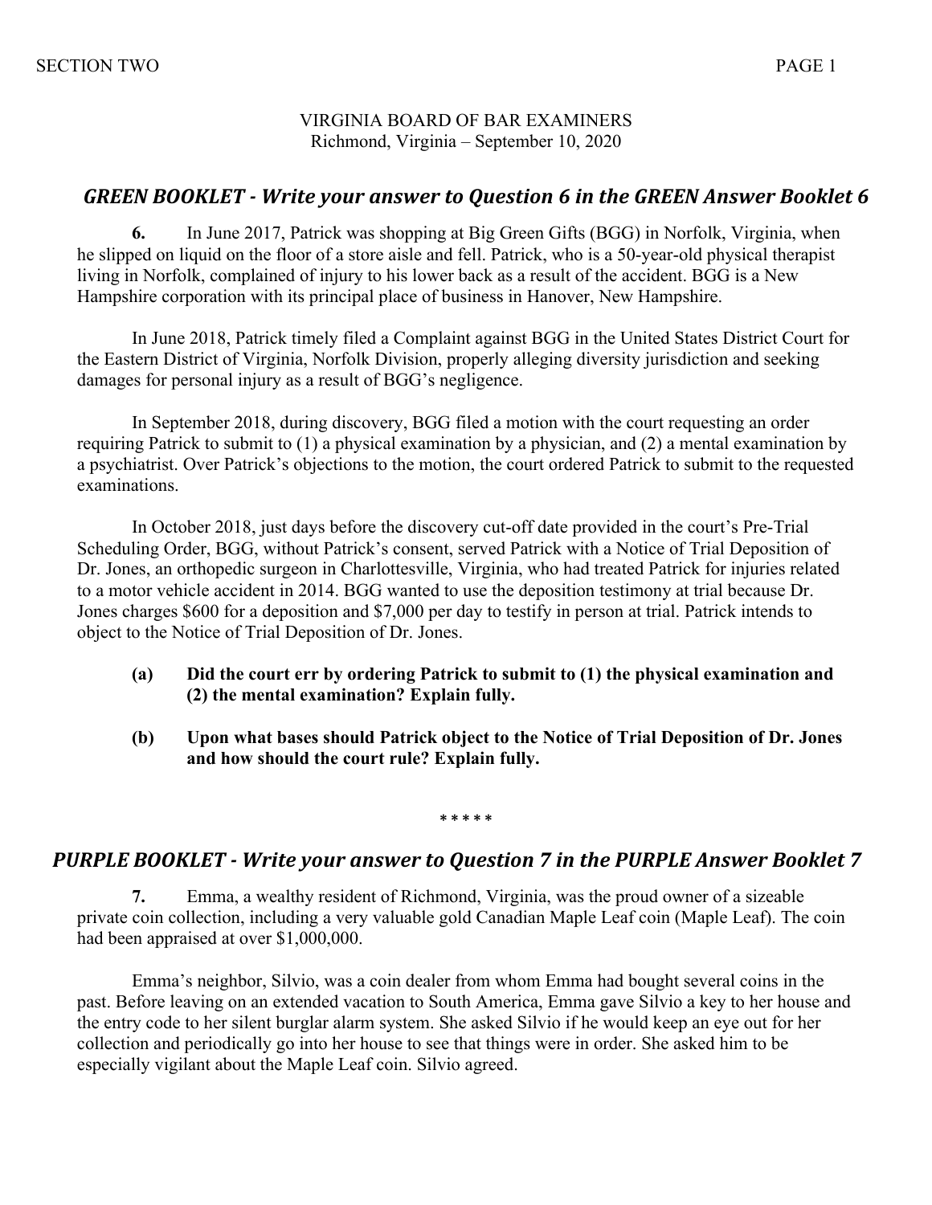VIRGINIA BOARD OF BAR EXAMINERS
Richmond, Virginia – September 10, 2020

## *GREEN BOOKLET - Write your answer to Question 6 in the GREEN Answer Booklet 6*

**6.** In June 2017, Patrick was shopping at Big Green Gifts (BGG) in Norfolk, Virginia, when he slipped on liquid on the floor of a store aisle and fell. Patrick, who is a 50-year-old physical therapist living in Norfolk, complained of injury to his lower back as a result of the accident. BGG is a New Hampshire corporation with its principal place of business in Hanover, New Hampshire.

In June 2018, Patrick timely filed a Complaint against BGG in the United States District Court for the Eastern District of Virginia, Norfolk Division, properly alleging diversity jurisdiction and seeking damages for personal injury as a result of BGG's negligence.

In September 2018, during discovery, BGG filed a motion with the court requesting an order requiring Patrick to submit to (1) a physical examination by a physician, and (2) a mental examination by a psychiatrist. Over Patrick's objections to the motion, the court ordered Patrick to submit to the requested examinations.

In October 2018, just days before the discovery cut-off date provided in the court's Pre-Trial Scheduling Order, BGG, without Patrick's consent, served Patrick with a Notice of Trial Deposition of Dr. Jones, an orthopedic surgeon in Charlottesville, Virginia, who had treated Patrick for injuries related to a motor vehicle accident in 2014. BGG wanted to use the deposition testimony at trial because Dr. Jones charges $600 for a deposition and $7,000 per day to testify in person at trial. Patrick intends to object to the Notice of Trial Deposition of Dr. Jones.

**(a) Did the court err by ordering Patrick to submit to (1) the physical examination and (2) the mental examination? Explain fully.**

**(b) Upon what bases should Patrick object to the Notice of Trial Deposition of Dr. Jones and how should the court rule? Explain fully.**

\* \* \* \* \*

## *PURPLE BOOKLET - Write your answer to Question 7 in the PURPLE Answer Booklet 7*

**7.** Emma, a wealthy resident of Richmond, Virginia, was the proud owner of a sizeable private coin collection, including a very valuable gold Canadian Maple Leaf coin (Maple Leaf). The coin had been appraised at over $1,000,000.

Emma's neighbor, Silvio, was a coin dealer from whom Emma had bought several coins in the past. Before leaving on an extended vacation to South America, Emma gave Silvio a key to her house and the entry code to her silent burglar alarm system. She asked Silvio if he would keep an eye out for her collection and periodically go into her house to see that things were in order. She asked him to be especially vigilant about the Maple Leaf coin. Silvio agreed.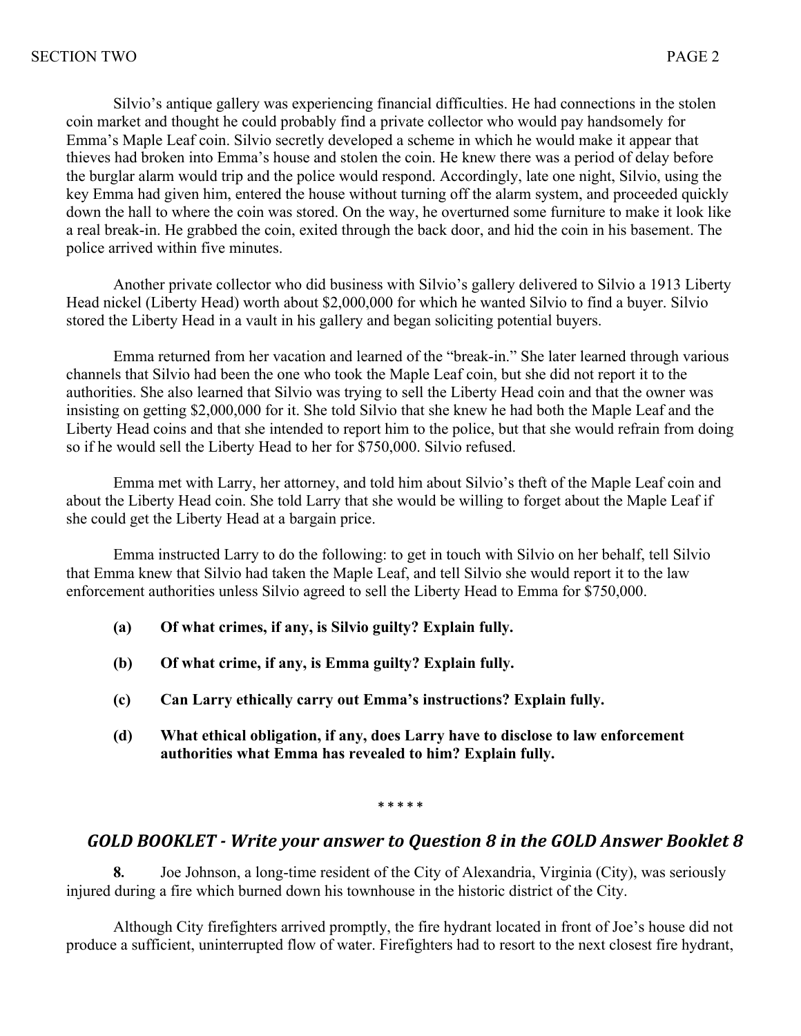Silvio's antique gallery was experiencing financial difficulties. He had connections in the stolen coin market and thought he could probably find a private collector who would pay handsomely for Emma's Maple Leaf coin. Silvio secretly developed a scheme in which he would make it appear that thieves had broken into Emma's house and stolen the coin. He knew there was a period of delay before the burglar alarm would trip and the police would respond. Accordingly, late one night, Silvio, using the key Emma had given him, entered the house without turning off the alarm system, and proceeded quickly down the hall to where the coin was stored. On the way, he overturned some furniture to make it look like a real break-in. He grabbed the coin, exited through the back door, and hid the coin in his basement. The police arrived within five minutes.

Another private collector who did business with Silvio's gallery delivered to Silvio a 1913 Liberty Head nickel (Liberty Head) worth about $2,000,000 for which he wanted Silvio to find a buyer. Silvio stored the Liberty Head in a vault in his gallery and began soliciting potential buyers.

Emma returned from her vacation and learned of the "break-in." She later learned through various channels that Silvio had been the one who took the Maple Leaf coin, but she did not report it to the authorities. She also learned that Silvio was trying to sell the Liberty Head coin and that the owner was insisting on getting $2,000,000 for it. She told Silvio that she knew he had both the Maple Leaf and the Liberty Head coins and that she intended to report him to the police, but that she would refrain from doing so if he would sell the Liberty Head to her for $750,000. Silvio refused.

Emma met with Larry, her attorney, and told him about Silvio's theft of the Maple Leaf coin and about the Liberty Head coin. She told Larry that she would be willing to forget about the Maple Leaf if she could get the Liberty Head at a bargain price.

Emma instructed Larry to do the following: to get in touch with Silvio on her behalf, tell Silvio that Emma knew that Silvio had taken the Maple Leaf, and tell Silvio she would report it to the law enforcement authorities unless Silvio agreed to sell the Liberty Head to Emma for $750,000.

- **(a) Of what crimes, if any, is Silvio guilty? Explain fully.**

- **(b) Of what crime, if any, is Emma guilty? Explain fully.**

- **(c) Can Larry ethically carry out Emma's instructions? Explain fully.**

- **(d) What ethical obligation, if any, does Larry have to disclose to law enforcement authorities what Emma has revealed to him? Explain fully.**

\* \* \* \* \*

## *GOLD BOOKLET - Write your answer to Question 8 in the GOLD Answer Booklet 8*

**8.** Joe Johnson, a long-time resident of the City of Alexandria, Virginia (City), was seriously injured during a fire which burned down his townhouse in the historic district of the City.

Although City firefighters arrived promptly, the fire hydrant located in front of Joe's house did not produce a sufficient, uninterrupted flow of water. Firefighters had to resort to the next closest fire hydrant,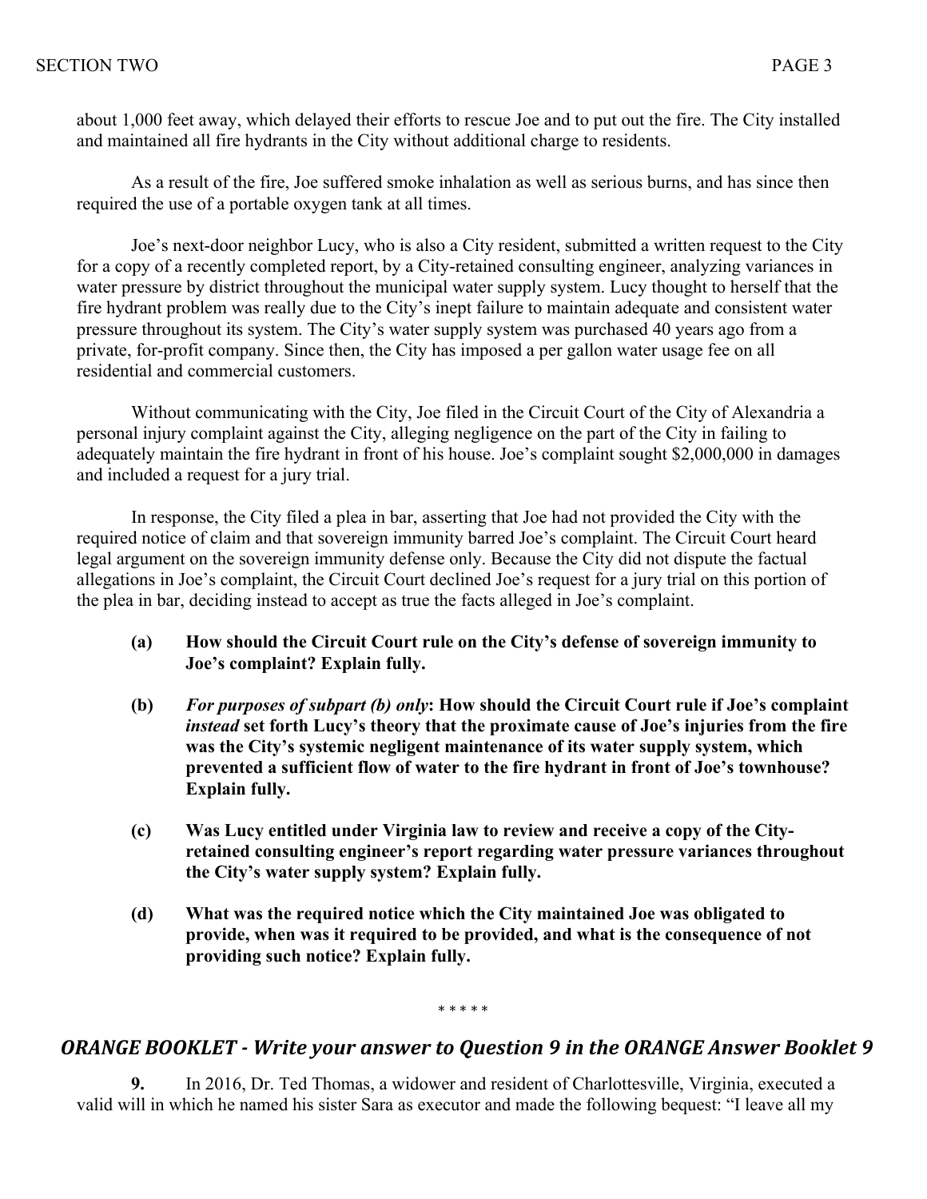about 1,000 feet away, which delayed their efforts to rescue Joe and to put out the fire. The City installed and maintained all fire hydrants in the City without additional charge to residents.

As a result of the fire, Joe suffered smoke inhalation as well as serious burns, and has since then required the use of a portable oxygen tank at all times.

Joe's next-door neighbor Lucy, who is also a City resident, submitted a written request to the City for a copy of a recently completed report, by a City-retained consulting engineer, analyzing variances in water pressure by district throughout the municipal water supply system. Lucy thought to herself that the fire hydrant problem was really due to the City's inept failure to maintain adequate and consistent water pressure throughout its system. The City's water supply system was purchased 40 years ago from a private, for-profit company. Since then, the City has imposed a per gallon water usage fee on all residential and commercial customers.

Without communicating with the City, Joe filed in the Circuit Court of the City of Alexandria a personal injury complaint against the City, alleging negligence on the part of the City in failing to adequately maintain the fire hydrant in front of his house. Joe's complaint sought $2,000,000 in damages and included a request for a jury trial.

In response, the City filed a plea in bar, asserting that Joe had not provided the City with the required notice of claim and that sovereign immunity barred Joe's complaint. The Circuit Court heard legal argument on the sovereign immunity defense only. Because the City did not dispute the factual allegations in Joe's complaint, the Circuit Court declined Joe's request for a jury trial on this portion of the plea in bar, deciding instead to accept as true the facts alleged in Joe's complaint.

**(a) How should the Circuit Court rule on the City's defense of sovereign immunity to Joe's complaint? Explain fully.**

**(b)** *For purposes of subpart (b) only*: **How should the Circuit Court rule if Joe's complaint** ***instead*** **set forth Lucy's theory that the proximate cause of Joe's injuries from the fire was the City's systemic negligent maintenance of its water supply system, which prevented a sufficient flow of water to the fire hydrant in front of Joe's townhouse? Explain fully.**

**(c) Was Lucy entitled under Virginia law to review and receive a copy of the City-retained consulting engineer's report regarding water pressure variances throughout the City's water supply system? Explain fully.**

**(d) What was the required notice which the City maintained Joe was obligated to provide, when was it required to be provided, and what is the consequence of not providing such notice? Explain fully.**

\* \* \* \* \*

## *ORANGE BOOKLET - Write your answer to Question 9 in the ORANGE Answer Booklet 9*

**9.** In 2016, Dr. Ted Thomas, a widower and resident of Charlottesville, Virginia, executed a valid will in which he named his sister Sara as executor and made the following bequest: "I leave all my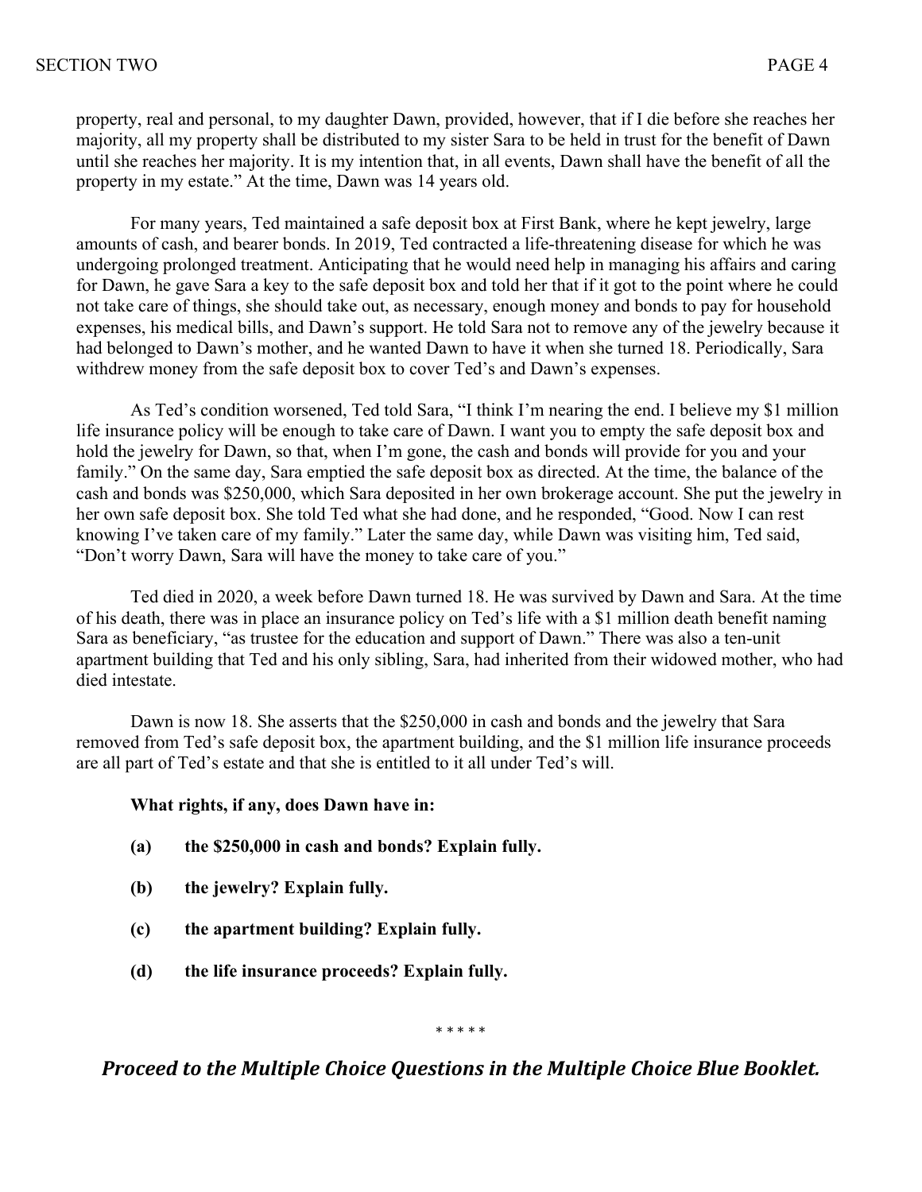property, real and personal, to my daughter Dawn, provided, however, that if I die before she reaches her majority, all my property shall be distributed to my sister Sara to be held in trust for the benefit of Dawn until she reaches her majority. It is my intention that, in all events, Dawn shall have the benefit of all the property in my estate." At the time, Dawn was 14 years old.

For many years, Ted maintained a safe deposit box at First Bank, where he kept jewelry, large amounts of cash, and bearer bonds. In 2019, Ted contracted a life-threatening disease for which he was undergoing prolonged treatment. Anticipating that he would need help in managing his affairs and caring for Dawn, he gave Sara a key to the safe deposit box and told her that if it got to the point where he could not take care of things, she should take out, as necessary, enough money and bonds to pay for household expenses, his medical bills, and Dawn's support. He told Sara not to remove any of the jewelry because it had belonged to Dawn's mother, and he wanted Dawn to have it when she turned 18. Periodically, Sara withdrew money from the safe deposit box to cover Ted's and Dawn's expenses.

As Ted's condition worsened, Ted told Sara, "I think I'm nearing the end. I believe my $1 million life insurance policy will be enough to take care of Dawn. I want you to empty the safe deposit box and hold the jewelry for Dawn, so that, when I'm gone, the cash and bonds will provide for you and your family." On the same day, Sara emptied the safe deposit box as directed. At the time, the balance of the cash and bonds was $250,000, which Sara deposited in her own brokerage account. She put the jewelry in her own safe deposit box. She told Ted what she had done, and he responded, "Good. Now I can rest knowing I've taken care of my family." Later the same day, while Dawn was visiting him, Ted said, "Don't worry Dawn, Sara will have the money to take care of you."

Ted died in 2020, a week before Dawn turned 18. He was survived by Dawn and Sara. At the time of his death, there was in place an insurance policy on Ted's life with a $1 million death benefit naming Sara as beneficiary, "as trustee for the education and support of Dawn." There was also a ten-unit apartment building that Ted and his only sibling, Sara, had inherited from their widowed mother, who had died intestate.

Dawn is now 18. She asserts that the $250,000 in cash and bonds and the jewelry that Sara removed from Ted's safe deposit box, the apartment building, and the $1 million life insurance proceeds are all part of Ted's estate and that she is entitled to it all under Ted's will.

**What rights, if any, does Dawn have in:**

**(a) the $250,000 in cash and bonds? Explain fully.**

**(b) the jewelry? Explain fully.**

**(c) the apartment building? Explain fully.**

**(d) the life insurance proceeds? Explain fully.**

\* \* \* \* \*

***Proceed to the Multiple Choice Questions in the Multiple Choice Blue Booklet.***